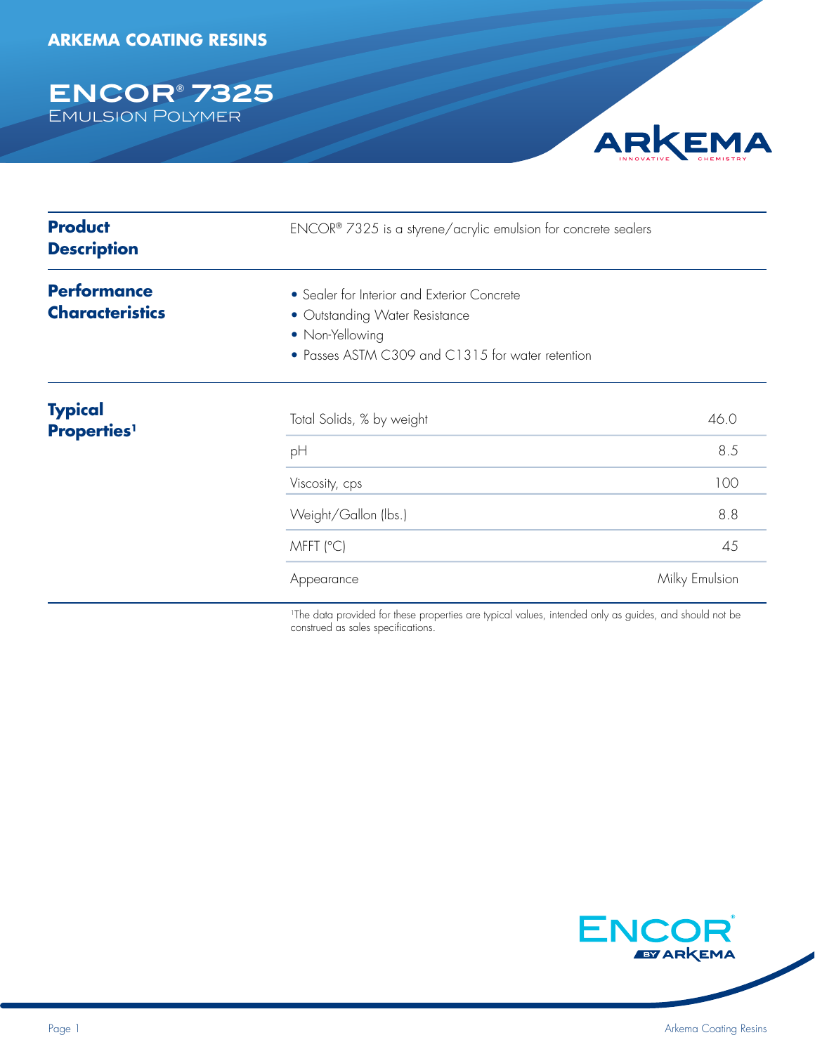**ARKEMA COATING RESINS**

# ENCOR® 7325
## Emulsion Polymer

## Product Description

ENCOR® 7325 is a styrene/acrylic emulsion for concrete sealers

## Performance Characteristics

- Sealer for Interior and Exterior Concrete
- Outstanding Water Resistance
- Non-Yellowing
- Passes ASTM C309 and C1315 for water retention

## Typical Properties[1]

| | |
|---|---|
| Total Solids, % by weight | 46.0 |
| pH | 8.5 |
| Viscosity, cps | 100 |
| Weight/Gallon (lbs.) | 8.8 |
| MFFT (°C) | 45 |
| Appearance | Milky Emulsion |

[1]The data provided for these properties are typical values, intended only as guides, and should not be construed as sales specifications.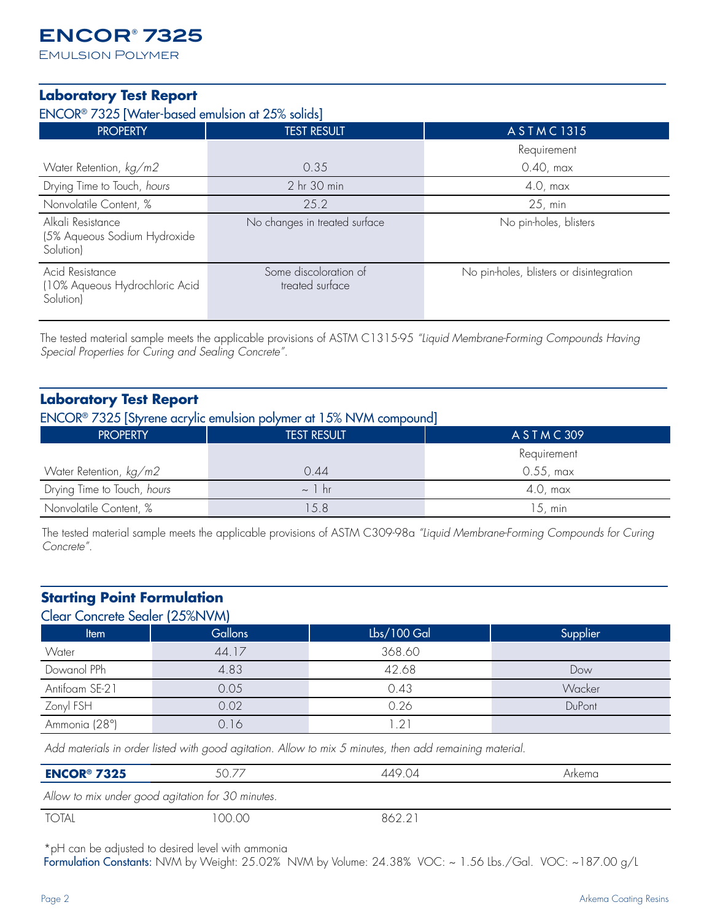# ENCOR® 7325

Emulsion Polymer

## Laboratory Test Report

ENCOR® 7325 [Water-based emulsion at 25% solids]

| PROPERTY | TEST RESULT | A S T M C 1315 |
|---|---|---|
| | | Requirement |
| Water Retention, *kg/m2* | 0.35 | 0.40, max |
| Drying Time to Touch, *hours* | 2 hr 30 min | 4.0, max |
| Nonvolatile Content, % | 25.2 | 25, min |
| Alkali Resistance (5% Aqueous Sodium Hydroxide Solution) | No changes in treated surface | No pin-holes, blisters |
| Acid Resistance (10% Aqueous Hydrochloric Acid Solution) | Some discoloration of treated surface | No pin-holes, blisters or disintegration |

The tested material sample meets the applicable provisions of ASTM C1315-95 *"Liquid Membrane-Forming Compounds Having Special Properties for Curing and Sealing Concrete".*

## Laboratory Test Report

ENCOR® 7325 [Styrene acrylic emulsion polymer at 15% NVM compound]

| PROPERTY | TEST RESULT | A S T M C 309 |
|---|---|---|
| | | Requirement |
| Water Retention, *kg/m2* | 0.44 | 0.55, max |
| Drying Time to Touch, *hours* | ~ 1 hr | 4.0, max |
| Nonvolatile Content, % | 15.8 | 15, min |

The tested material sample meets the applicable provisions of ASTM C309-98a *"Liquid Membrane-Forming Compounds for Curing Concrete".*

## Starting Point Formulation

Clear Concrete Sealer (25%NVM)

| Item | Gallons | Lbs/100 Gal | Supplier |
|---|---|---|---|
| Water | 44.17 | 368.60 | |
| Dowanol PPh | 4.83 | 42.68 | Dow |
| Antifoam SE-21 | 0.05 | 0.43 | Wacker |
| Zonyl FSH | 0.02 | 0.26 | DuPont |
| Ammonia (28°) | 0.16 | 1.21 | |
| *Add materials in order listed with good agitation. Allow to mix 5 minutes, then add remaining material.* | | | |
| **ENCOR® 7325** | 50.77 | 449.04 | Arkema |
| *Allow to mix under good agitation for 30 minutes.* | | | |
| TOTAL | 100.00 | 862.21 | |

*pH can be adjusted to desired level with ammonia

Formulation Constants: NVM by Weight: 25.02% NVM by Volume: 24.38% VOC: ~ 1.56 Lbs./Gal. VOC: ~187.00 g/L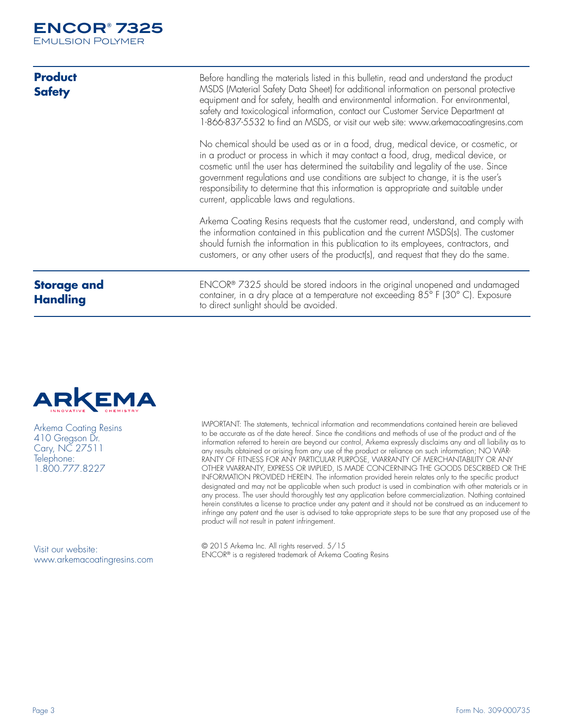## Product Safety

Before handling the materials listed in this bulletin, read and understand the product MSDS (Material Safety Data Sheet) for additional information on personal protective equipment and for safety, health and environmental information. For environmental, safety and toxicological information, contact our Customer Service Department at 1-866-837-5532 to find an MSDS, or visit our web site: www.arkemacoatingresins.com

No chemical should be used as or in a food, drug, medical device, or cosmetic, or in a product or process in which it may contact a food, drug, medical device, or cosmetic until the user has determined the suitability and legality of the use. Since government regulations and use conditions are subject to change, it is the user's responsibility to determine that this information is appropriate and suitable under current, applicable laws and regulations.

Arkema Coating Resins requests that the customer read, understand, and comply with the information contained in this publication and the current MSDS(s). The customer should furnish the information in this publication to its employees, contractors, and customers, or any other users of the product(s), and request that they do the same.

## Storage and Handling

ENCOR® 7325 should be stored indoors in the original unopened and undamaged container, in a dry place at a temperature not exceeding 85° F (30° C). Exposure to direct sunlight should be avoided.

ARKEMA
INNOVATIVE CHEMISTRY

Arkema Coating Resins
410 Gregson Dr.
Cary, NC 27511
Telephone:
1.800.777.8227

IMPORTANT: The statements, technical information and recommendations contained herein are believed to be accurate as of the date hereof. Since the conditions and methods of use of the product and of the information referred to herein are beyond our control, Arkema expressly disclaims any and all liability as to any results obtained or arising from any use of the product or reliance on such information; NO WARRANTY OF FITNESS FOR ANY PARTICULAR PURPOSE, WARRANTY OF MERCHANTABILITY OR ANY OTHER WARRANTY, EXPRESS OR IMPLIED, IS MADE CONCERNING THE GOODS DESCRIBED OR THE INFORMATION PROVIDED HEREIN. The information provided herein relates only to the specific product designated and may not be applicable when such product is used in combination with other materials or in any process. The user should thoroughly test any application before commercialization. Nothing contained herein constitutes a license to practice under any patent and it should not be construed as an inducement to infringe any patent and the user is advised to take appropriate steps to be sure that any proposed use of the product will not result in patent infringement.

Visit our website:
www.arkemacoatingresins.com

© 2015 Arkema Inc. All rights reserved. 5/15
ENCOR® is a registered trademark of Arkema Coating Resins

Form No. 309-000735